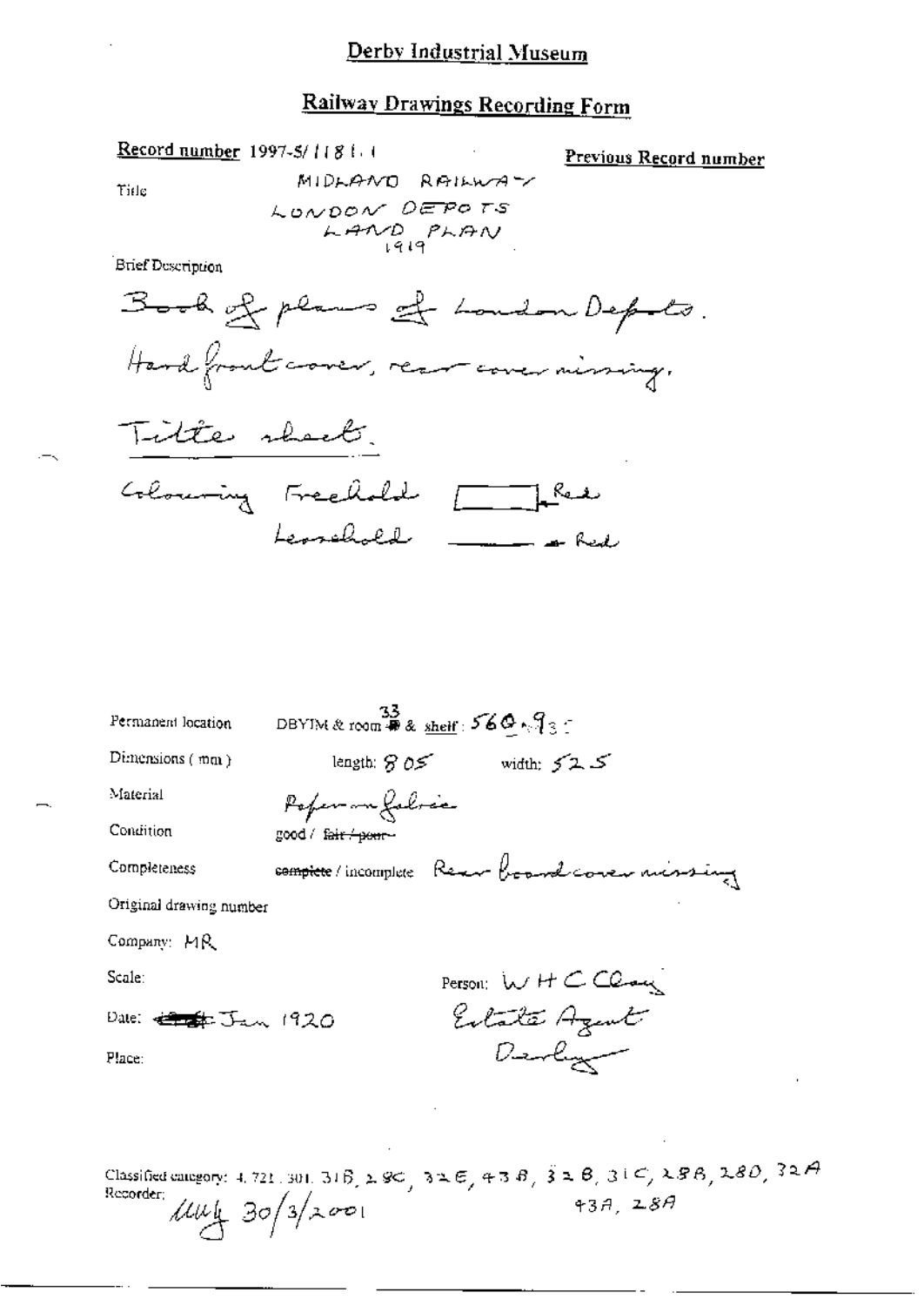# Derby Industrial Museum

## Railway Drawings Recording Form

**Record number** 1997-5/1181.1

**Previous Record number**

Title

MIDLAND RAILWAY
LONDON DEPOTS
LAND PLAN
1919

Brief Description

Book of plans of London Depots.
Hard front cover, rear cover missing.
Title sheet.
Colouring Freehold [ ] Red
Leasehold ——— Red

Permanent location: DBYIM & room 33 & shelf: 560.93

Dimensions (mm): length: 805 width: 525

Material: Paper on fabric

Condition: good / ~~fair / poor~~

Completeness: ~~complete~~ / incomplete Rear board cover missing

Original drawing number

Company: MR

Scale:

Person: W H C Clay
Estate Agent
Derby

Date: ~~[illegible]~~ Jan 1920

Place:

Classified category: 4.721.301.31B, 29C, 32E, 43B, 32B, 31C, 28B, 28D, 32A, 43A, 28A

Recorder: [signature] 30/3/2001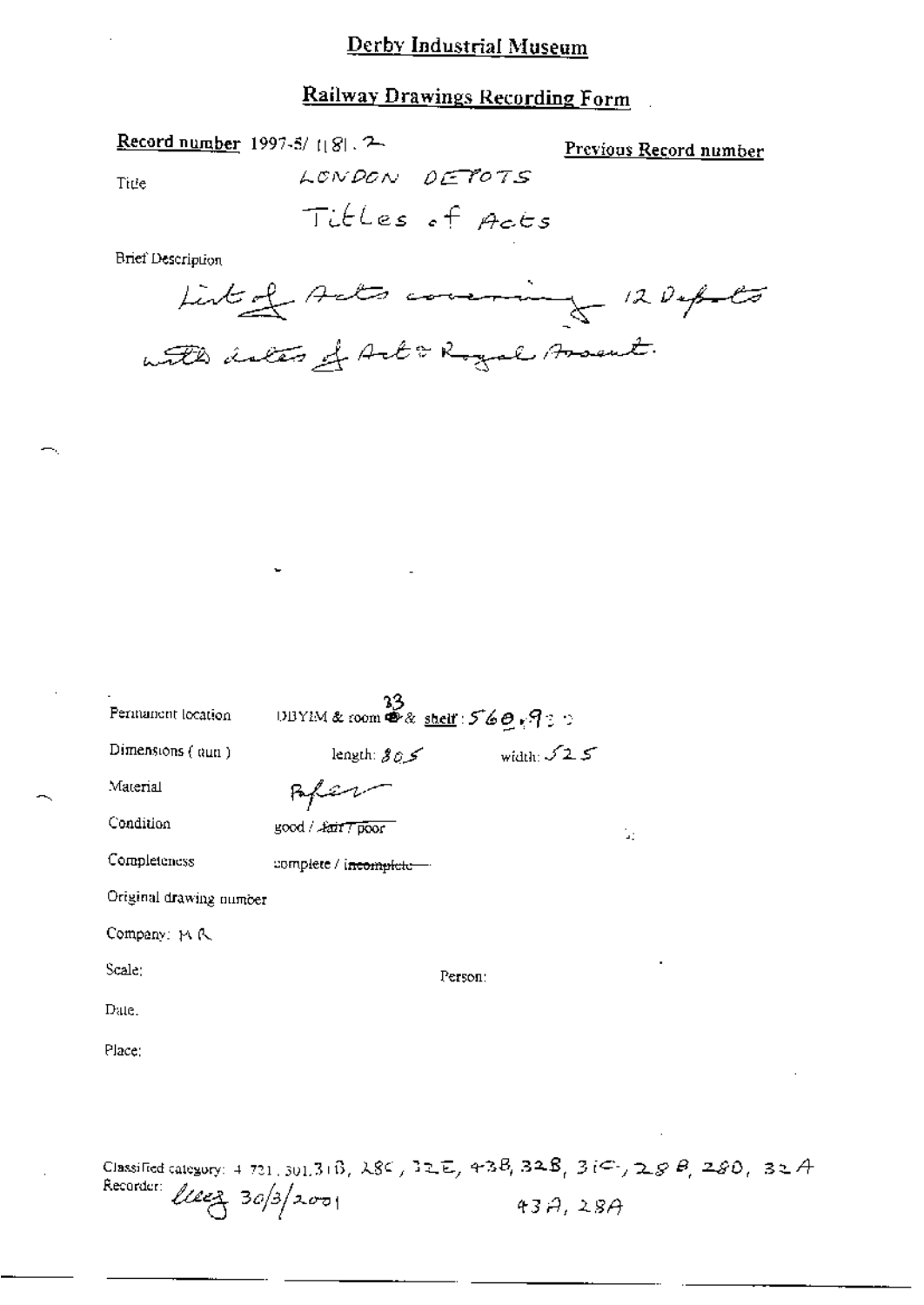# Derby Industrial Museum

## Railway Drawings Recording Form

**Record number** 1997-5/ 1181 . 2

**Previous Record number**

Title: LONDON DEPOTS

Titles of Acts

Brief Description

List of Acts covering 12 Depots with dates of Act & Royal Assent.

Permanent location: DBYIM & room 33 & shelf: 560, 9

Dimensions (mm): length: 805 width: 525

Material: Paper

Condition: good / ~~fair / poor~~

Completeness: complete / ~~incomplete~~

Original drawing number

Company: MR

Scale:

Person:

Date.

Place:

Classified category: 4 721, 301.31B, 28C, 32E, 43B, 32B, 31C, 28B, 28D, 32A, 43A, 28A

Recorder: lleez 30/3/2001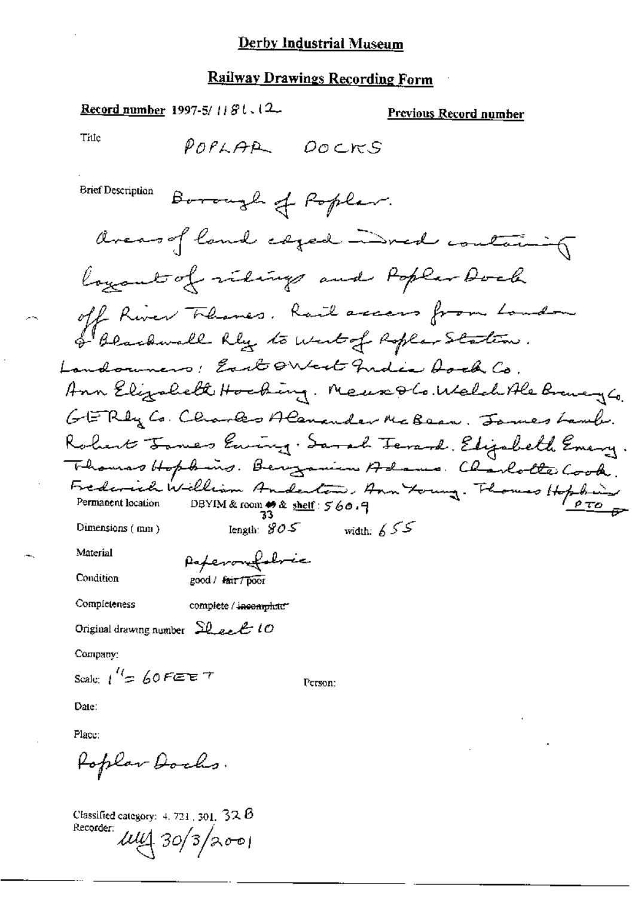# Derby Industrial Museum

## Railway Drawings Recording Form

**Record number** 1997-5/ 1181.12

**Previous Record number**

Title POPLAR DOCKS

Brief Description Borough of Poplar.

Areas of land edged ——ned containing layout of sidings and Poplar Dock off River Thames. Rail access from London & Blackwall Rly to west of Poplar Station. Landowners: East & West India Dock Co. Ann Elizabeth Hocking. Meux & Co. Welch Ale Brewery Co. G E Rly Co. Charles Alexander McBean. James Lamb. Robert James Ewing. Sarah Jerard. Elizabeth Emery. Thomas Hopkins. Benjamin Adams. Charlotte Cook. Frederick William Anderton. Ann Young. Thomas Hopkins PTO

Permanent location DBYIM & room 33 & shelf: 560.9

Dimensions (mm) length: 805 width: 655

Material Paper on fabric

Condition good / ~~fair / poor~~

Completeness complete / ~~incomplete~~

Original drawing number Sheet 10

Company:

Scale: 1" = 60 FEET

Person:

Date:

Place:

Poplar Docks.

Classified category: 4. 721. 301. 32 B

Recorder: MW 30/3/2001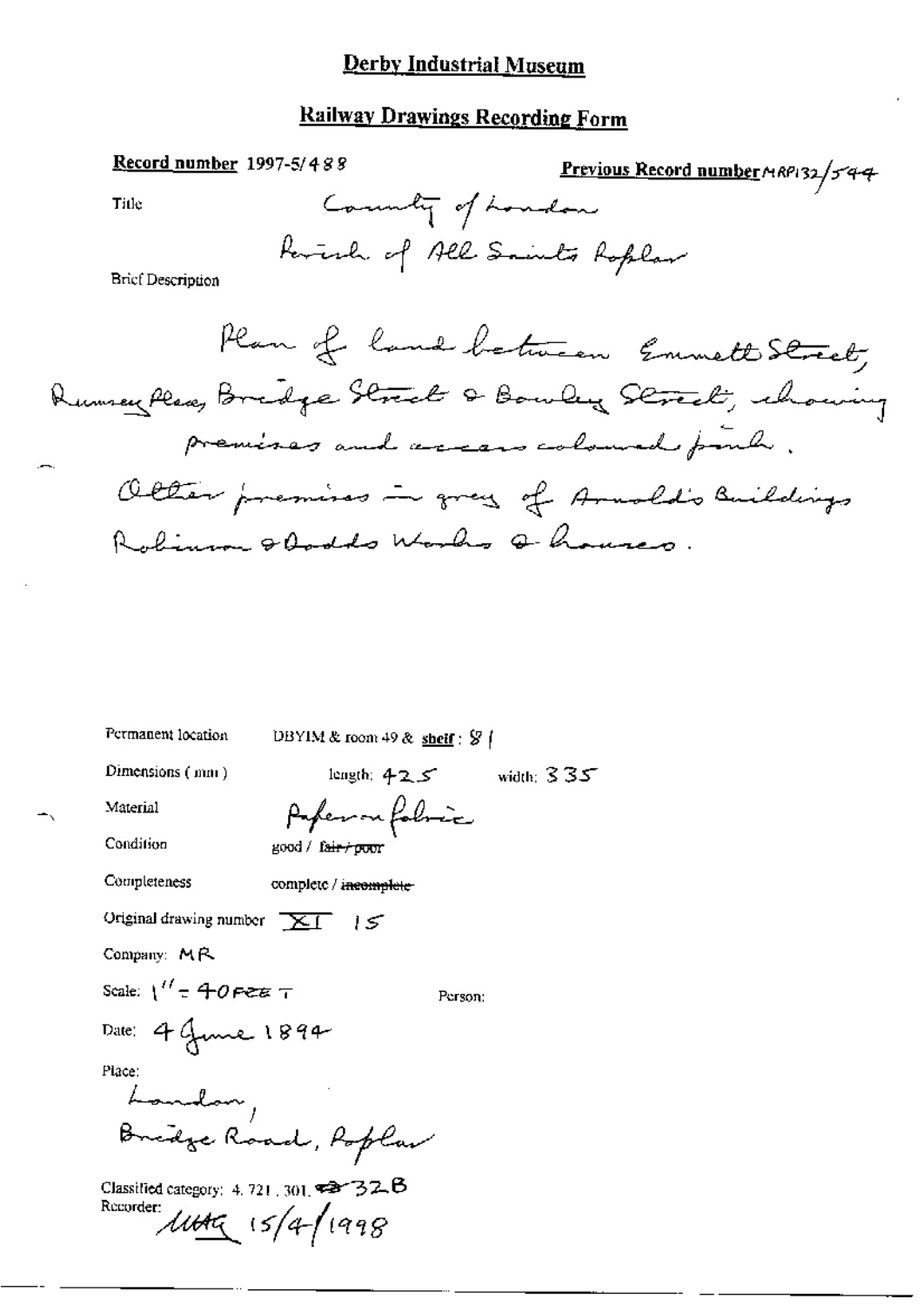# Derby Industrial Museum

## Railway Drawings Recording Form

**Record number** 1997-5/488

**Previous Record number** MRP132/544

Title

County of London
Parish of All Saints Poplar

Brief Description

Plan of land between Emmett Street, Rumsey Place, Bridge Street & Bowley Street, showing premises and access coloured pink.
Other premises in grey of Arnold's Buildings Robinson & Dodds Works & houses.

Permanent location: DBYIM & room 49 & **shelf**: 81

Dimensions (mm): length: 425 width: 335

Material: Paper on fabric

Condition: good / ~~fair / poor~~

Completeness: complete / ~~incomplete~~

Original drawing number: XI 15

Company: MR

Scale: 1" = 40 FEET

Person:

Date: 4 June 1894

Place:
London,
Bridge Road, Poplar

Classified category: 4. 721. 301. 32B

Recorder: MAG 15/4/1998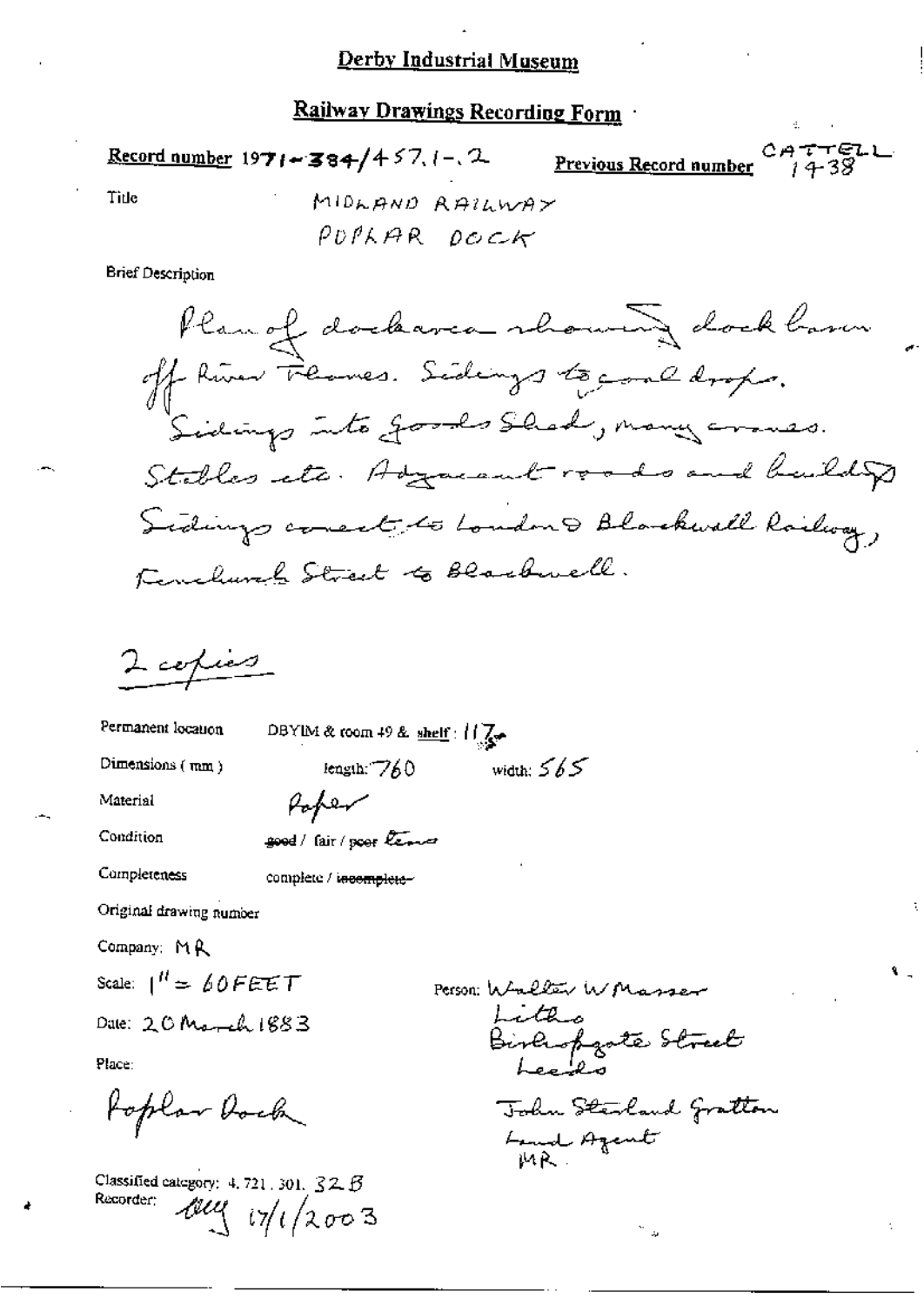**Derby Industrial Museum**

**Railway Drawings Recording Form**

**Record number** 1971-384/457.1-.2 **Previous Record number** CATTELL 1438

Title MIDLAND RAILWAY POPLAR DOCK

Brief Description

Plan of dock area showing dock basin off River Thames. Sidings to coal drops. Sidings into goods shed, many cranes. Stables etc. Adjacent roads and buildgs. Sidings connect to London & Blackwall Railway, Fenchurch Street to Blackwell.

2 copies

Permanent location DBYIM & room 49 & shelf: 117

Dimensions (mm) length: 760 width: 565

Material Paper

Condition ~~good~~ / fair / poor torn

Completeness complete / ~~incomplete~~

Original drawing number

Company: MR

Scale: 1" = 60FEET

Date: 20 March 1883

Place:

Poplar Dock

Person: Walter W Masser Litho Bishopgate Street Leeds

John Sterland Gratton Land Agent MR

Classified category: 4.721.301. 32B

Recorder: [initials] 17/1/2003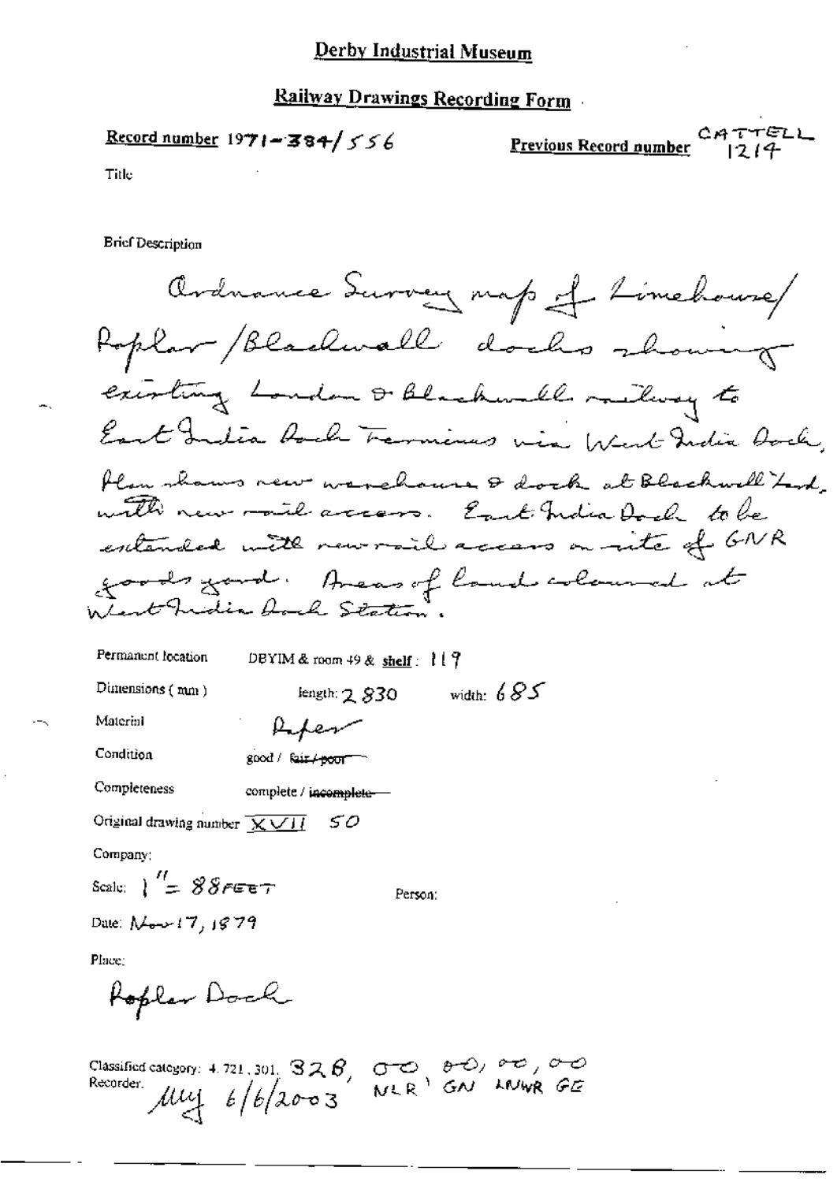# Derby Industrial Museum

## Railway Drawings Recording Form

**Record number** 1971-384/556

**Previous Record number** CATTELL 1214

Title

Brief Description

Ordnance Survey map of Limehouse/Poplar/Blackwall docks showing existing London & Blackwall railway to East India Dock Terminus via West India Dock. Plan shows new warehouse & dock at Blackwall Land, with new rail access. East India Dock to be extended with new rail access on site of GNR goods yard. Areas of land coloured at West India Dock Station.

Permanent location: DBYIM & room 49 & **shelf**: 119

Dimensions (mm): length: 2830 width: 685

Material: Paper

Condition: good / ~~fair / poor~~

Completeness: complete / ~~incomplete~~

Original drawing number: XVII 50

Company:

Scale: 1" = 88 FEET

Person:

Date: Nov 17, 1879

Place:

Poplar Dock

Classified category: 4.721.301. 328, 00, 00, 00, 00 NLR, GN, LNWR, GE

Recorder: Mug 6/6/2003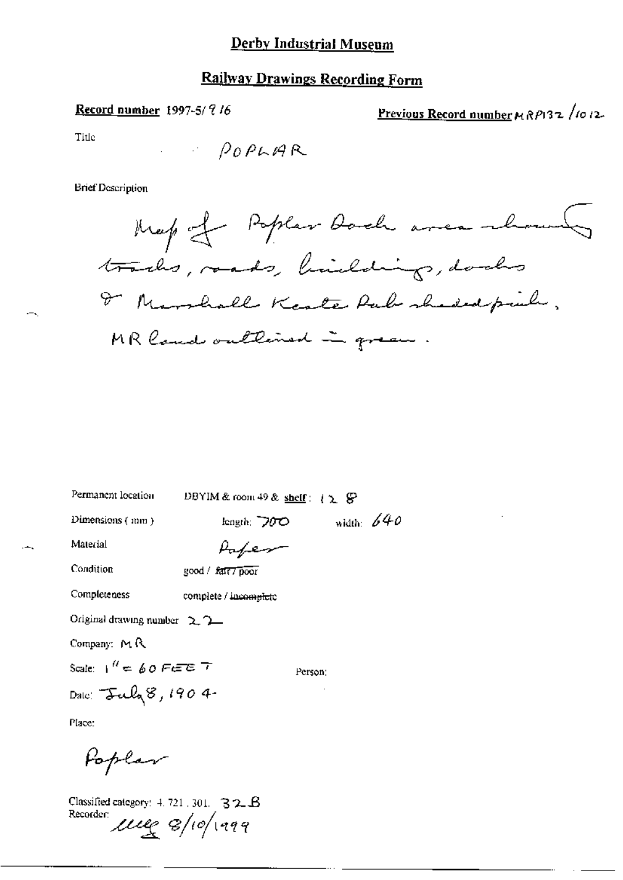# Derby Industrial Museum

## Railway Drawings Recording Form

**Record number** 1997-5/916

**Previous Record number** MRP132 /1012

Title POPLAR

Brief Description

Map of Poplar Dock area showing tracks, roads, buildings, docks & Marshall Keate Pub shaded pink, MR land outlined in green.

Permanent location DBYIM & room 49 & shelf: 12 8

Dimensions (mm) length: 700 width: 640

Material Paper

Condition good / ~~fair / poor~~

Completeness complete / ~~incomplete~~

Original drawing number 22

Company: MR

Scale: 1" = 60 FEET

Person:

Date: July 8, 1904

Place:

Poplar

Classified category: 4.721.301. 32B

Recorder: MLE 8/10/1999